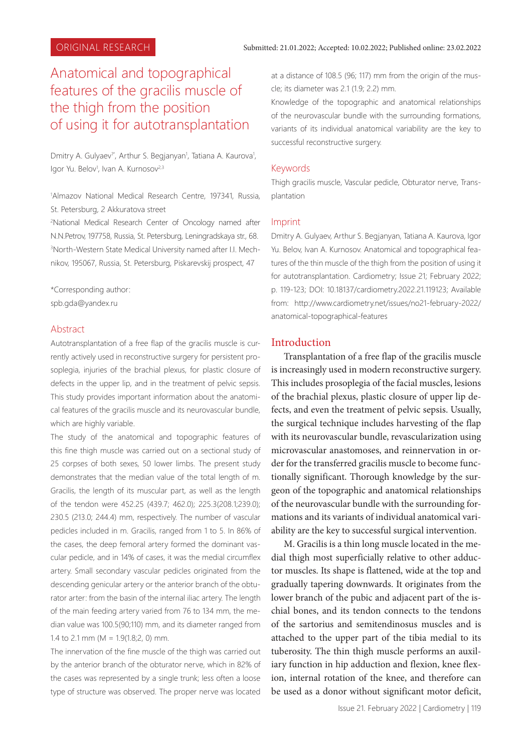ORIGINAL RESEARCH

Submitted: 21.01.2022; Accepted: 10.02.2022; Published online: 23.02.2022

# Anatomical and topographical features of the gracilis muscle of the thigh from the position of using it for autotransplantation

Dmitry A. Gulyaev[1*], Arthur S. Begjanyan[1], Tatiana A. Kaurova[1], Igor Yu. Belov[1], Ivan A. Kurnosov[2,3]

[1]Almazov National Medical Research Centre, 197341, Russia, St. Petersburg, 2 Akkuratova street

[2]National Medical Research Center of Oncology named after N.N.Petrov, 197758, Russia, St. Petersburg, Leningradskaya str., 68.

[3]North-Western State Medical University named after I.I. Mechnikov, 195067, Russia, St. Petersburg, Piskarevskij prospect, 47

*Corresponding author: spb.gda@yandex.ru

## Abstract

Autotransplantation of a free flap of the gracilis muscle is currently actively used in reconstructive surgery for persistent prosoplegia, injuries of the brachial plexus, for plastic closure of defects in the upper lip, and in the treatment of pelvic sepsis. This study provides important information about the anatomical features of the gracilis muscle and its neurovascular bundle, which are highly variable.

The study of the anatomical and topographic features of this fine thigh muscle was carried out on a sectional study of 25 corpses of both sexes, 50 lower limbs. The present study demonstrates that the median value of the total length of m. Gracilis, the length of its muscular part, as well as the length of the tendon were 452.25 (439.7; 462.0); 225.3(208.1;239.0); 230.5 (213.0; 244.4) mm, respectively. The number of vascular pedicles included in m. Gracilis, ranged from 1 to 5. In 86% of the cases, the deep femoral artery formed the dominant vascular pedicle, and in 14% of cases, it was the medial circumflex artery. Small secondary vascular pedicles originated from the descending genicular artery or the anterior branch of the obturator arter: from the basin of the internal iliac artery. The length of the main feeding artery varied from 76 to 134 mm, the median value was 100.5(90;110) mm, and its diameter ranged from 1.4 to 2.1 mm (M = 1.9(1.8;2, 0) mm.

The innervation of the fine muscle of the thigh was carried out by the anterior branch of the obturator nerve, which in 82% of the cases was represented by a single trunk; less often a loose type of structure was observed. The proper nerve was located at a distance of 108.5 (96; 117) mm from the origin of the muscle; its diameter was 2.1 (1.9; 2.2) mm.

Knowledge of the topographic and anatomical relationships of the neurovascular bundle with the surrounding formations, variants of its individual anatomical variability are the key to successful reconstructive surgery.

## Keywords

Thigh gracilis muscle, Vascular pedicle, Obturator nerve, Transplantation

## Imprint

Dmitry A. Gulyaev, Arthur S. Begjanyan, Tatiana A. Kaurova, Igor Yu. Belov, Ivan A. Kurnosov. Anatomical and topographical features of the thin muscle of the thigh from the position of using it for autotransplantation. Cardiometry; Issue 21; February 2022; p. 119-123; DOI: 10.18137/cardiometry.2022.21.119123; Available from: http://www.cardiometry.net/issues/no21-february-2022/anatomical-topographical-features

## Introduction

Transplantation of a free flap of the gracilis muscle is increasingly used in modern reconstructive surgery. This includes prosoplegia of the facial muscles, lesions of the brachial plexus, plastic closure of upper lip defects, and even the treatment of pelvic sepsis. Usually, the surgical technique includes harvesting of the flap with its neurovascular bundle, revascularization using microvascular anastomoses, and reinnervation in order for the transferred gracilis muscle to become functionally significant. Thorough knowledge by the surgeon of the topographic and anatomical relationships of the neurovascular bundle with the surrounding formations and its variants of individual anatomical variability are the key to successful surgical intervention.

M. Gracilis is a thin long muscle located in the medial thigh most superficially relative to other adductor muscles. Its shape is flattened, wide at the top and gradually tapering downwards. It originates from the lower branch of the pubic and adjacent part of the ischial bones, and its tendon connects to the tendons of the sartorius and semitendinosus muscles and is attached to the upper part of the tibia medial to its tuberosity. The thin thigh muscle performs an auxiliary function in hip adduction and flexion, knee flexion, internal rotation of the knee, and therefore can be used as a donor without significant motor deficit,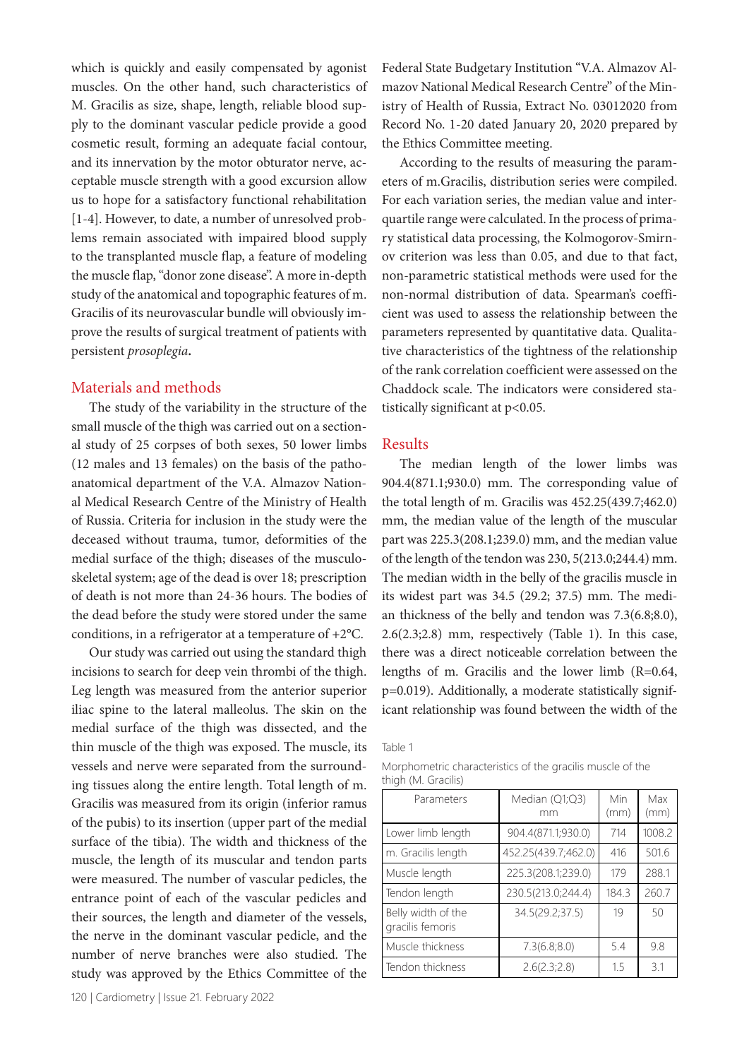which is quickly and easily compensated by agonist muscles. On the other hand, such characteristics of M. Gracilis as size, shape, length, reliable blood supply to the dominant vascular pedicle provide a good cosmetic result, forming an adequate facial contour, and its innervation by the motor obturator nerve, acceptable muscle strength with a good excursion allow us to hope for a satisfactory functional rehabilitation [1-4]. However, to date, a number of unresolved problems remain associated with impaired blood supply to the transplanted muscle flap, a feature of modeling the muscle flap, "donor zone disease". A more in-depth study of the anatomical and topographic features of m. Gracilis of its neurovascular bundle will obviously improve the results of surgical treatment of patients with persistent *prosoplegia***.**

## Materials and methods

The study of the variability in the structure of the small muscle of the thigh was carried out on a sectional study of 25 corpses of both sexes, 50 lower limbs (12 males and 13 females) on the basis of the pathoanatomical department of the V.A. Almazov National Medical Research Centre of the Ministry of Health of Russia. Criteria for inclusion in the study were the deceased without trauma, tumor, deformities of the medial surface of the thigh; diseases of the musculoskeletal system; age of the dead is over 18; prescription of death is not more than 24-36 hours. The bodies of the dead before the study were stored under the same conditions, in a refrigerator at a temperature of +2°C.

Our study was carried out using the standard thigh incisions to search for deep vein thrombi of the thigh. Leg length was measured from the anterior superior iliac spine to the lateral malleolus. The skin on the medial surface of the thigh was dissected, and the thin muscle of the thigh was exposed. The muscle, its vessels and nerve were separated from the surrounding tissues along the entire length. Total length of m. Gracilis was measured from its origin (inferior ramus of the pubis) to its insertion (upper part of the medial surface of the tibia). The width and thickness of the muscle, the length of its muscular and tendon parts were measured. The number of vascular pedicles, the entrance point of each of the vascular pedicles and their sources, the length and diameter of the vessels, the nerve in the dominant vascular pedicle, and the number of nerve branches were also studied. The study was approved by the Ethics Committee of the Federal State Budgetary Institution "V.A. Almazov Almazov National Medical Research Centre" of the Ministry of Health of Russia, Extract No. 03012020 from Record No. 1-20 dated January 20, 2020 prepared by the Ethics Committee meeting.

According to the results of measuring the parameters of m.Gracilis, distribution series were compiled. For each variation series, the median value and interquartile range were calculated. In the process of primary statistical data processing, the Kolmogorov-Smirnov criterion was less than 0.05, and due to that fact, non-parametric statistical methods were used for the non-normal distribution of data. Spearman's coefficient was used to assess the relationship between the parameters represented by quantitative data. Qualitative characteristics of the tightness of the relationship of the rank correlation coefficient were assessed on the Chaddock scale. The indicators were considered statistically significant at $p<0.05$.

## Results

The median length of the lower limbs was 904.4(871.1;930.0) mm. The corresponding value of the total length of m. Gracilis was 452.25(439.7;462.0) mm, the median value of the length of the muscular part was 225.3(208.1;239.0) mm, and the median value of the length of the tendon was 230, 5(213.0;244.4) mm. The median width in the belly of the gracilis muscle in its widest part was 34.5 (29.2; 37.5) mm. The median thickness of the belly and tendon was 7.3(6.8;8.0), 2.6(2.3;2.8) mm, respectively (Table 1). In this case, there was a direct noticeable correlation between the lengths of m. Gracilis and the lower limb ($R=0.64$, $p=0.019$). Additionally, a moderate statistically significant relationship was found between the width of the

Table 1

Morphometric characteristics of the gracilis muscle of the thigh (M. Gracilis)

| Parameters | Median (Q1;Q3) mm | Min (mm) | Max (mm) |
|---|---|---|---|
| Lower limb length | 904.4(871.1;930.0) | 714 | 1008.2 |
| m. Gracilis length | 452.25(439.7;462.0) | 416 | 501.6 |
| Muscle length | 225.3(208.1;239.0) | 179 | 288.1 |
| Tendon length | 230.5(213.0;244.4) | 184.3 | 260.7 |
| Belly width of the gracilis femoris | 34.5(29.2;37.5) | 19 | 50 |
| Muscle thickness | 7.3(6.8;8.0) | 5.4 | 9.8 |
| Tendon thickness | 2.6(2.3;2.8) | 1.5 | 3.1 |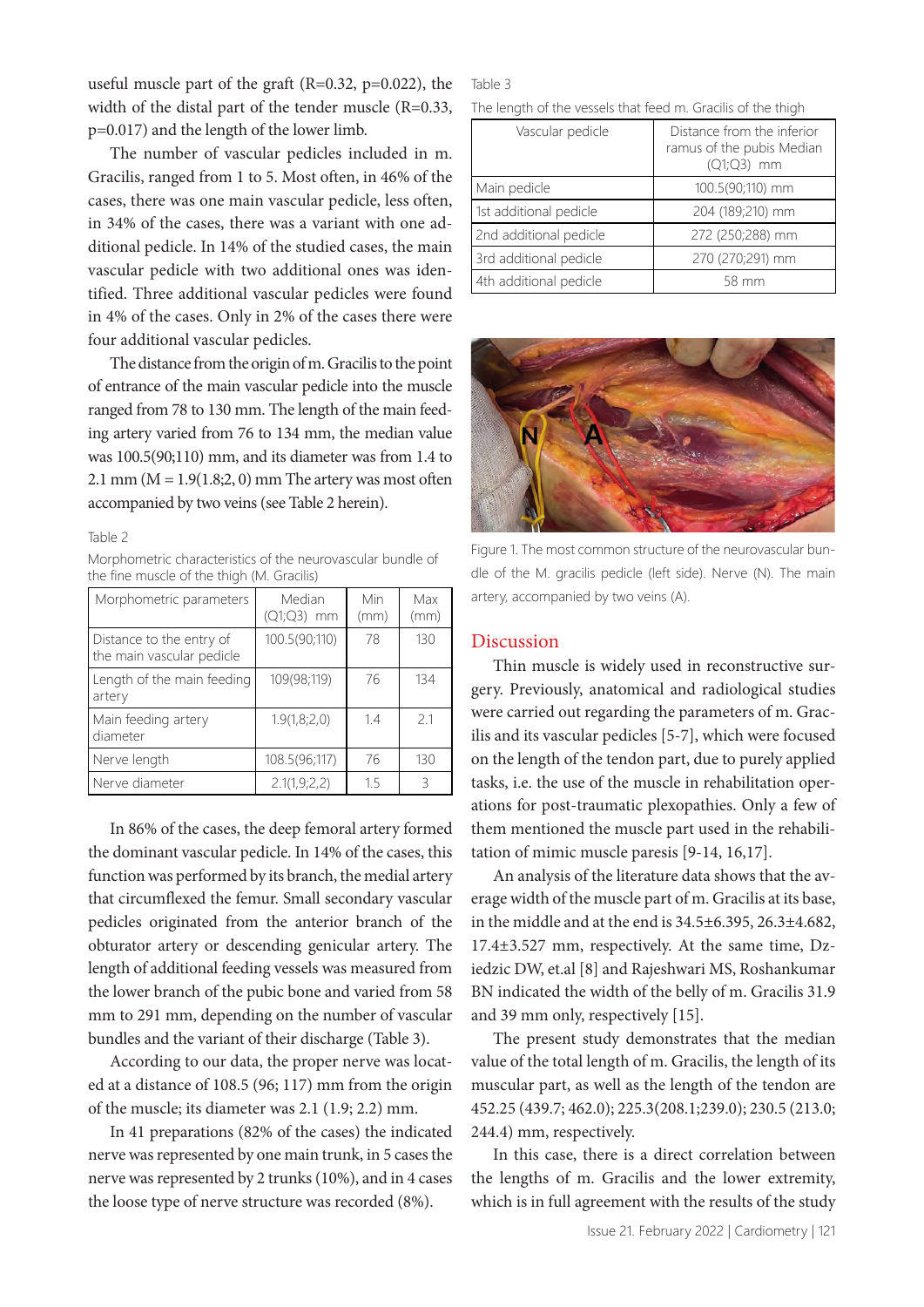useful muscle part of the graft (R=0.32, p=0.022), the width of the distal part of the tender muscle (R=0.33, p=0.017) and the length of the lower limb.

The number of vascular pedicles included in m. Gracilis, ranged from 1 to 5. Most often, in 46% of the cases, there was one main vascular pedicle, less often, in 34% of the cases, there was a variant with one additional pedicle. In 14% of the studied cases, the main vascular pedicle with two additional ones was identified. Three additional vascular pedicles were found in 4% of the cases. Only in 2% of the cases there were four additional vascular pedicles.

The distance from the origin of m. Gracilis to the point of entrance of the main vascular pedicle into the muscle ranged from 78 to 130 mm. The length of the main feeding artery varied from 76 to 134 mm, the median value was 100.5(90;110) mm, and its diameter was from 1.4 to 2.1 mm (M = 1.9(1.8;2, 0) mm The artery was most often accompanied by two veins (see Table 2 herein).

Table 2

Morphometric characteristics of the neurovascular bundle of the fine muscle of the thigh (M. Gracilis)

| Morphometric parameters | Median (Q1;Q3) mm | Min (mm) | Max (mm) |
|---|---|---|---|
| Distance to the entry of the main vascular pedicle | 100.5(90;110) | 78 | 130 |
| Length of the main feeding artery | 109(98;119) | 76 | 134 |
| Main feeding artery diameter | 1.9(1,8;2,0) | 1.4 | 2.1 |
| Nerve length | 108.5(96;117) | 76 | 130 |
| Nerve diameter | 2.1(1,9;2,2) | 1.5 | 3 |

In 86% of the cases, the deep femoral artery formed the dominant vascular pedicle. In 14% of the cases, this function was performed by its branch, the medial artery that circumflexed the femur. Small secondary vascular pedicles originated from the anterior branch of the obturator artery or descending genicular artery. The length of additional feeding vessels was measured from the lower branch of the pubic bone and varied from 58 mm to 291 mm, depending on the number of vascular bundles and the variant of their discharge (Table 3).

According to our data, the proper nerve was located at a distance of 108.5 (96; 117) mm from the origin of the muscle; its diameter was 2.1 (1.9; 2.2) mm.

In 41 preparations (82% of the cases) the indicated nerve was represented by one main trunk, in 5 cases the nerve was represented by 2 trunks (10%), and in 4 cases the loose type of nerve structure was recorded (8%).

Table 3

The length of the vessels that feed m. Gracilis of the thigh

| Vascular pedicle | Distance from the inferior ramus of the pubis Median (Q1;Q3) mm |
|---|---|
| Main pedicle | 100.5(90;110) mm |
| 1st additional pedicle | 204 (189;210) mm |
| 2nd additional pedicle | 272 (250;288) mm |
| 3rd additional pedicle | 270 (270;291) mm |
| 4th additional pedicle | 58 mm |

Figure 1. The most common structure of the neurovascular bundle of the M. gracilis pedicle (left side). Nerve (N). The main artery, accompanied by two veins (A).

## Discussion

Thin muscle is widely used in reconstructive surgery. Previously, anatomical and radiological studies were carried out regarding the parameters of m. Gracilis and its vascular pedicles [5-7], which were focused on the length of the tendon part, due to purely applied tasks, i.e. the use of the muscle in rehabilitation operations for post-traumatic plexopathies. Only a few of them mentioned the muscle part used in the rehabilitation of mimic muscle paresis [9-14, 16,17].

An analysis of the literature data shows that the average width of the muscle part of m. Gracilis at its base, in the middle and at the end is 34.5±6.395, 26.3±4.682, 17.4±3.527 mm, respectively. At the same time, Dziedzic DW, et.al [8] and Rajeshwari MS, Roshankumar BN indicated the width of the belly of m. Gracilis 31.9 and 39 mm only, respectively [15].

The present study demonstrates that the median value of the total length of m. Gracilis, the length of its muscular part, as well as the length of the tendon are 452.25 (439.7; 462.0); 225.3(208.1;239.0); 230.5 (213.0; 244.4) mm, respectively.

In this case, there is a direct correlation between the lengths of m. Gracilis and the lower extremity, which is in full agreement with the results of the study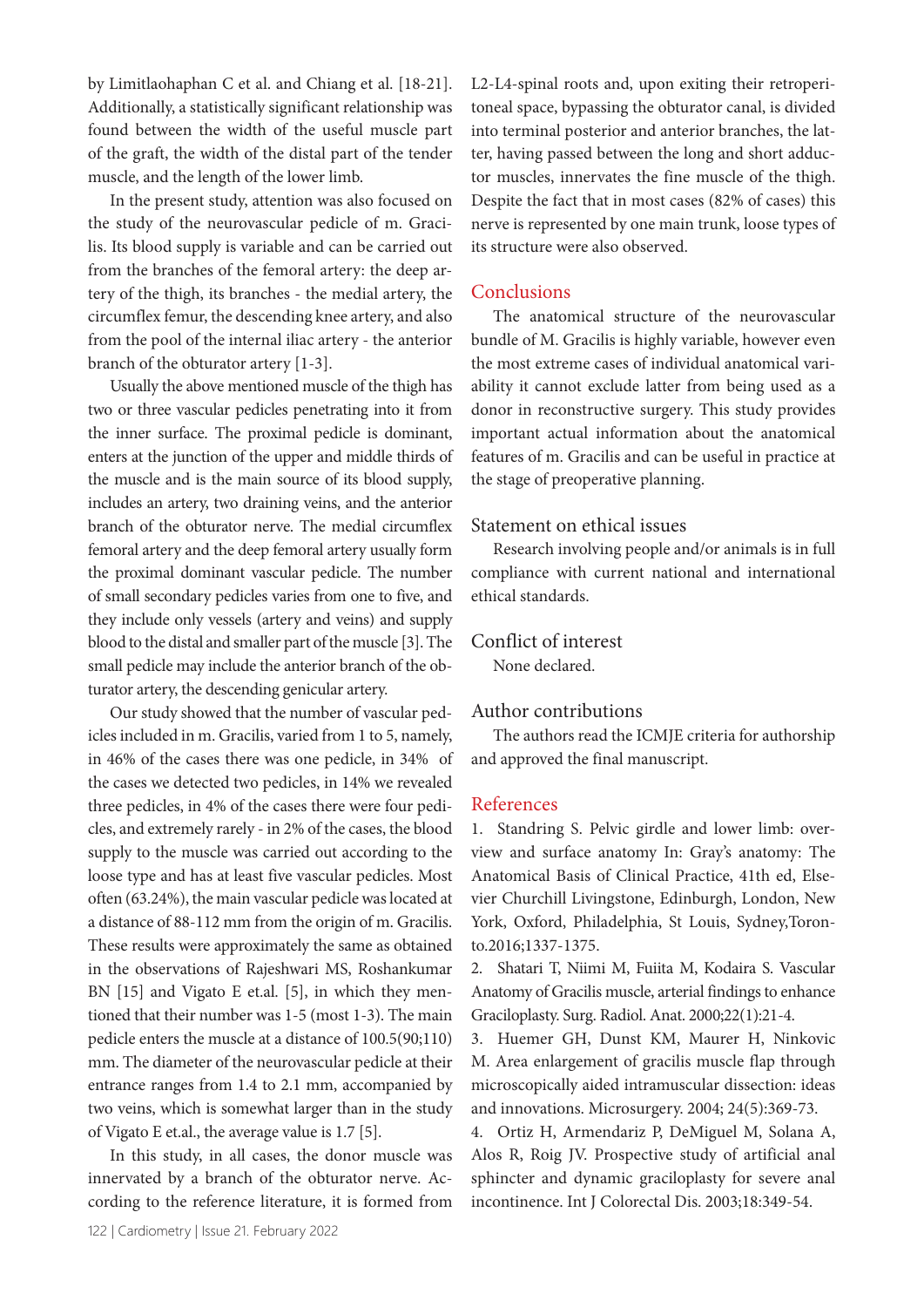by Limitlaohaphan C et al. and Chiang et al. [18-21]. Additionally, a statistically significant relationship was found between the width of the useful muscle part of the graft, the width of the distal part of the tender muscle, and the length of the lower limb.

In the present study, attention was also focused on the study of the neurovascular pedicle of m. Gracilis. Its blood supply is variable and can be carried out from the branches of the femoral artery: the deep artery of the thigh, its branches - the medial artery, the circumflex femur, the descending knee artery, and also from the pool of the internal iliac artery - the anterior branch of the obturator artery [1-3].

Usually the above mentioned muscle of the thigh has two or three vascular pedicles penetrating into it from the inner surface. The proximal pedicle is dominant, enters at the junction of the upper and middle thirds of the muscle and is the main source of its blood supply, includes an artery, two draining veins, and the anterior branch of the obturator nerve. The medial circumflex femoral artery and the deep femoral artery usually form the proximal dominant vascular pedicle. The number of small secondary pedicles varies from one to five, and they include only vessels (artery and veins) and supply blood to the distal and smaller part of the muscle [3]. The small pedicle may include the anterior branch of the obturator artery, the descending genicular artery.

Our study showed that the number of vascular pedicles included in m. Gracilis, varied from 1 to 5, namely, in 46% of the cases there was one pedicle, in 34% of the cases we detected two pedicles, in 14% we revealed three pedicles, in 4% of the cases there were four pedicles, and extremely rarely - in 2% of the cases, the blood supply to the muscle was carried out according to the loose type and has at least five vascular pedicles. Most often (63.24%), the main vascular pedicle was located at a distance of 88-112 mm from the origin of m. Gracilis. These results were approximately the same as obtained in the observations of Rajeshwari MS, Roshankumar BN [15] and Vigato E et.al. [5], in which they mentioned that their number was 1-5 (most 1-3). The main pedicle enters the muscle at a distance of 100.5(90;110) mm. The diameter of the neurovascular pedicle at their entrance ranges from 1.4 to 2.1 mm, accompanied by two veins, which is somewhat larger than in the study of Vigato E et.al., the average value is 1.7 [5].

In this study, in all cases, the donor muscle was innervated by a branch of the obturator nerve. According to the reference literature, it is formed from L2-L4-spinal roots and, upon exiting their retroperitoneal space, bypassing the obturator canal, is divided into terminal posterior and anterior branches, the latter, having passed between the long and short adductor muscles, innervates the fine muscle of the thigh. Despite the fact that in most cases (82% of cases) this nerve is represented by one main trunk, loose types of its structure were also observed.

## Conclusions

The anatomical structure of the neurovascular bundle of M. Gracilis is highly variable, however even the most extreme cases of individual anatomical variability it cannot exclude latter from being used as a donor in reconstructive surgery. This study provides important actual information about the anatomical features of m. Gracilis and can be useful in practice at the stage of preoperative planning.

## Statement on ethical issues

Research involving people and/or animals is in full compliance with current national and international ethical standards.

## Conflict of interest

None declared.

## Author contributions

The authors read the ICMJE criteria for authorship and approved the final manuscript.

## References

1. Standring S. Pelvic girdle and lower limb: overview and surface anatomy In: Gray's anatomy: The Anatomical Basis of Clinical Practice, 41th ed, Elsevier Churchill Livingstone, Edinburgh, London, New York, Oxford, Philadelphia, St Louis, Sydney,Toronto.2016;1337-1375.
2. Shatari T, Niimi M, Fuiita M, Kodaira S. Vascular Anatomy of Gracilis muscle, arterial findings to enhance Graciloplasty. Surg. Radiol. Anat. 2000;22(1):21-4.
3. Huemer GH, Dunst KM, Maurer H, Ninkovic M. Area enlargement of gracilis muscle flap through microscopically aided intramuscular dissection: ideas and innovations. Microsurgery. 2004; 24(5):369-73.
4. Ortiz H, Armendariz P, DeMiguel M, Solana A, Alos R, Roig JV. Prospective study of artificial anal sphincter and dynamic graciloplasty for severe anal incontinence. Int J Colorectal Dis. 2003;18:349-54.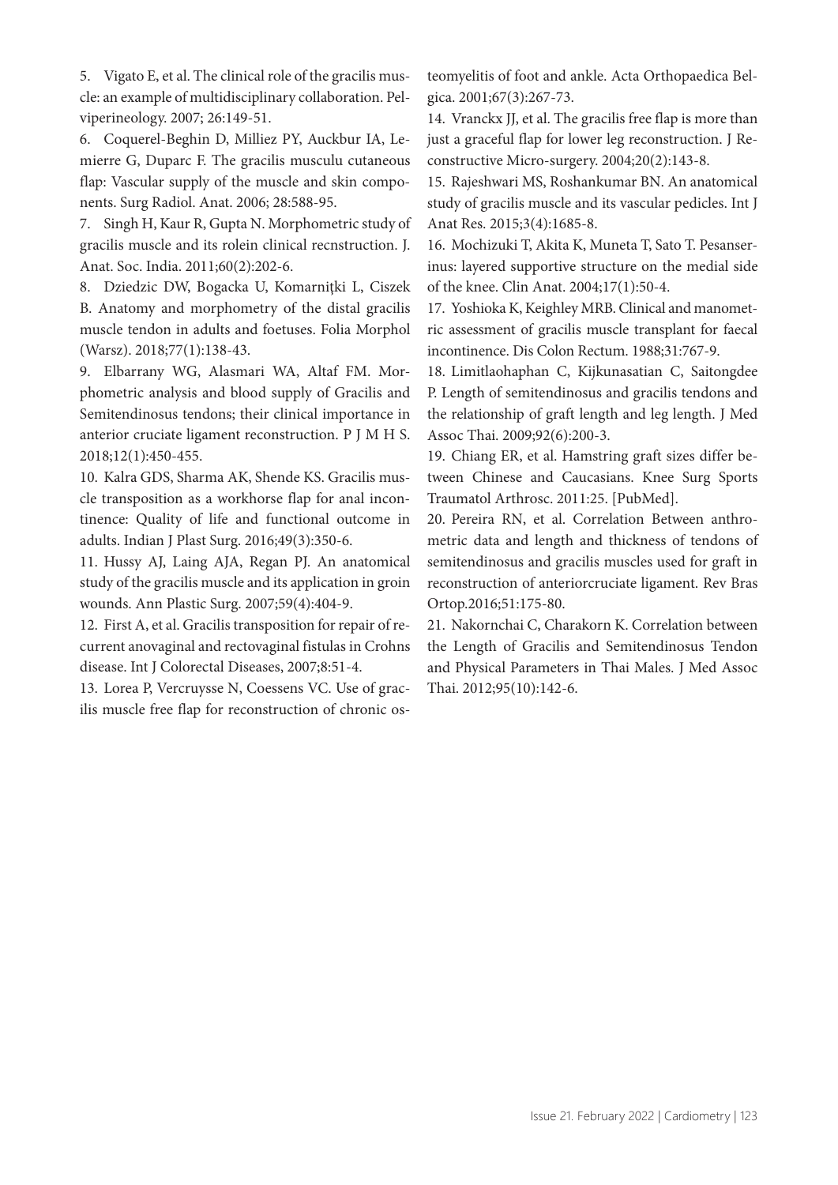5. Vigato E, et al. The clinical role of the gracilis muscle: an example of multidisciplinary collaboration. Pelviperineology. 2007; 26:149-51.

6. Coquerel-Beghin D, Milliez PY, Auckbur IA, Lemierre G, Duparc F. The gracilis musculu cutaneous flap: Vascular supply of the muscle and skin components. Surg Radiol. Anat. 2006; 28:588-95.

7. Singh H, Kaur R, Gupta N. Morphometric study of gracilis muscle and its rolein clinical recnstruction. J. Anat. Soc. India. 2011;60(2):202-6.

8. Dziedzic DW, Bogacka U, Komarnițki L, Ciszek B. Anatomy and morphometry of the distal gracilis muscle tendon in adults and foetuses. Folia Morphol (Warsz). 2018;77(1):138-43.

9. Elbarrany WG, Alasmari WA, Altaf FM. Morphometric analysis and blood supply of Gracilis and Semitendinosus tendons; their clinical importance in anterior cruciate ligament reconstruction. P J M H S. 2018;12(1):450-455.

10. Kalra GDS, Sharma AK, Shende KS. Gracilis muscle transposition as a workhorse flap for anal incontinence: Quality of life and functional outcome in adults. Indian J Plast Surg. 2016;49(3):350-6.

11. Hussy AJ, Laing AJA, Regan PJ. An anatomical study of the gracilis muscle and its application in groin wounds. Ann Plastic Surg. 2007;59(4):404-9.

12. First A, et al. Gracilis transposition for repair of recurrent anovaginal and rectovaginal fistulas in Crohns disease. Int J Colorectal Diseases, 2007;8:51-4.

13. Lorea P, Vercruysse N, Coessens VC. Use of gracilis muscle free flap for reconstruction of chronic osteomyelitis of foot and ankle. Acta Orthopaedica Belgica. 2001;67(3):267-73.

14. Vranckx JJ, et al. The gracilis free flap is more than just a graceful flap for lower leg reconstruction. J Reconstructive Micro-surgery. 2004;20(2):143-8.

15. Rajeshwari MS, Roshankumar BN. An anatomical study of gracilis muscle and its vascular pedicles. Int J Anat Res. 2015;3(4):1685-8.

16. Mochizuki T, Akita K, Muneta T, Sato T. Pesanserinus: layered supportive structure on the medial side of the knee. Clin Anat. 2004;17(1):50-4.

17. Yoshioka K, Keighley MRB. Clinical and manometric assessment of gracilis muscle transplant for faecal incontinence. Dis Colon Rectum. 1988;31:767-9.

18. Limitlaohaphan C, Kijkunasatian C, Saitongdee P. Length of semitendinosus and gracilis tendons and the relationship of graft length and leg length. J Med Assoc Thai. 2009;92(6):200-3.

19. Chiang ER, et al. Hamstring graft sizes differ between Chinese and Caucasians. Knee Surg Sports Traumatol Arthrosc. 2011:25. [PubMed].

20. Pereira RN, et al. Correlation Between anthrometric data and length and thickness of tendons of semitendinosus and gracilis muscles used for graft in reconstruction of anteriorcruciate ligament. Rev Bras Ortop.2016;51:175-80.

21. Nakornchai C, Charakorn K. Correlation between the Length of Gracilis and Semitendinosus Tendon and Physical Parameters in Thai Males. J Med Assoc Thai. 2012;95(10):142-6.